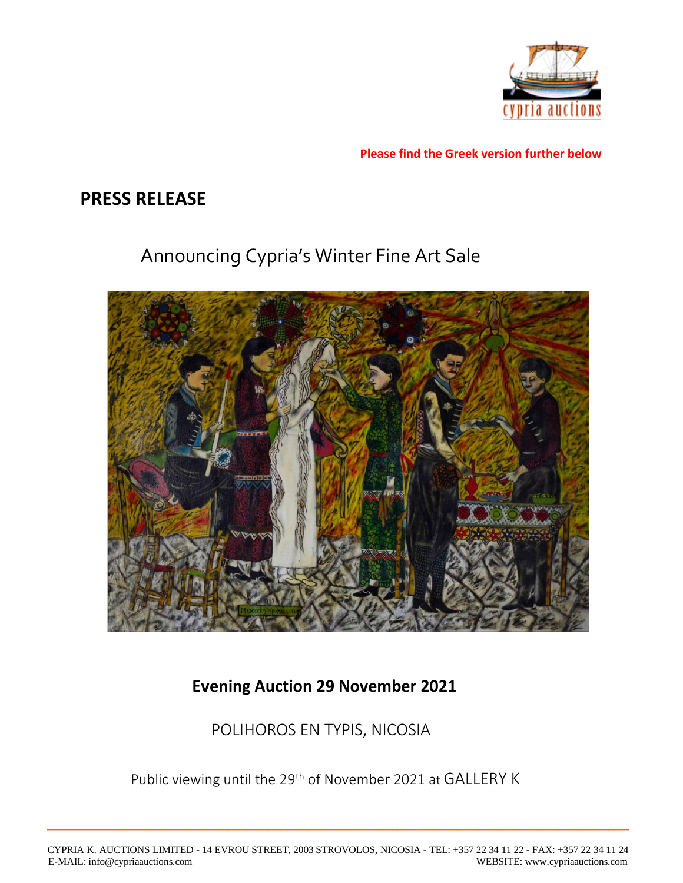Please find the Greek version further below

# PRESS RELEASE

## Announcing Cypria's Winter Fine Art Sale

**Evening Auction 29 November 2021**

POLIHOROS EN TYPIS, NICOSIA

Public viewing until the 29th of November 2021 at GALLERY K

CYPRIA K. AUCTIONS LIMITED - 14 EVROU STREET, 2003 STROVOLOS, NICOSIA - TEL: +357 22 34 11 22 - FAX: +357 22 34 11 24
E-MAIL: info@cypriaauctions.com WEBSITE: www.cypriaauctions.com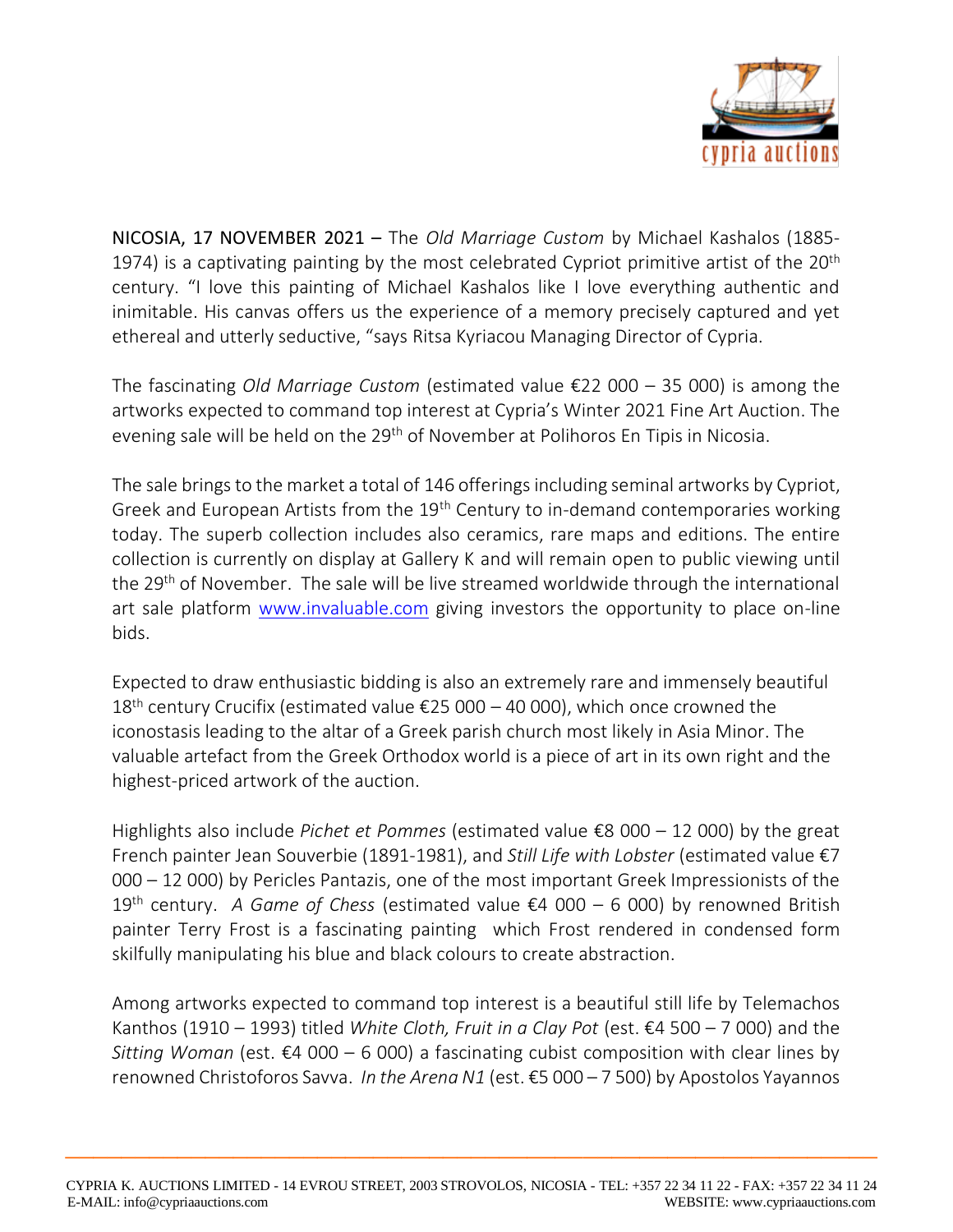NICOSIA, 17 NOVEMBER 2021 – The *Old Marriage Custom* by Michael Kashalos (1885-1974) is a captivating painting by the most celebrated Cypriot primitive artist of the 20th century. "I love this painting of Michael Kashalos like I love everything authentic and inimitable. His canvas offers us the experience of a memory precisely captured and yet ethereal and utterly seductive, "says Ritsa Kyriacou Managing Director of Cypria.

The fascinating *Old Marriage Custom* (estimated value €22 000 – 35 000) is among the artworks expected to command top interest at Cypria's Winter 2021 Fine Art Auction. The evening sale will be held on the 29th of November at Polihoros En Tipis in Nicosia.

The sale brings to the market a total of 146 offerings including seminal artworks by Cypriot, Greek and European Artists from the 19th Century to in-demand contemporaries working today. The superb collection includes also ceramics, rare maps and editions. The entire collection is currently on display at Gallery K and will remain open to public viewing until the 29th of November. The sale will be live streamed worldwide through the international art sale platform www.invaluable.com giving investors the opportunity to place on-line bids.

Expected to draw enthusiastic bidding is also an extremely rare and immensely beautiful 18th century Crucifix (estimated value €25 000 – 40 000), which once crowned the iconostasis leading to the altar of a Greek parish church most likely in Asia Minor. The valuable artefact from the Greek Orthodox world is a piece of art in its own right and the highest-priced artwork of the auction.

Highlights also include *Pichet et Pommes* (estimated value €8 000 – 12 000) by the great French painter Jean Souverbie (1891-1981), and *Still Life with Lobster* (estimated value €7 000 – 12 000) by Pericles Pantazis, one of the most important Greek Impressionists of the 19th century. *A Game of Chess* (estimated value €4 000 – 6 000) by renowned British painter Terry Frost is a fascinating painting which Frost rendered in condensed form skilfully manipulating his blue and black colours to create abstraction.

Among artworks expected to command top interest is a beautiful still life by Telemachos Kanthos (1910 – 1993) titled *White Cloth, Fruit in a Clay Pot* (est. €4 500 – 7 000) and the *Sitting Woman* (est. €4 000 – 6 000) a fascinating cubist composition with clear lines by renowned Christoforos Savva. *In the Arena N1* (est. €5 000 – 7 500) by Apostolos Yayannos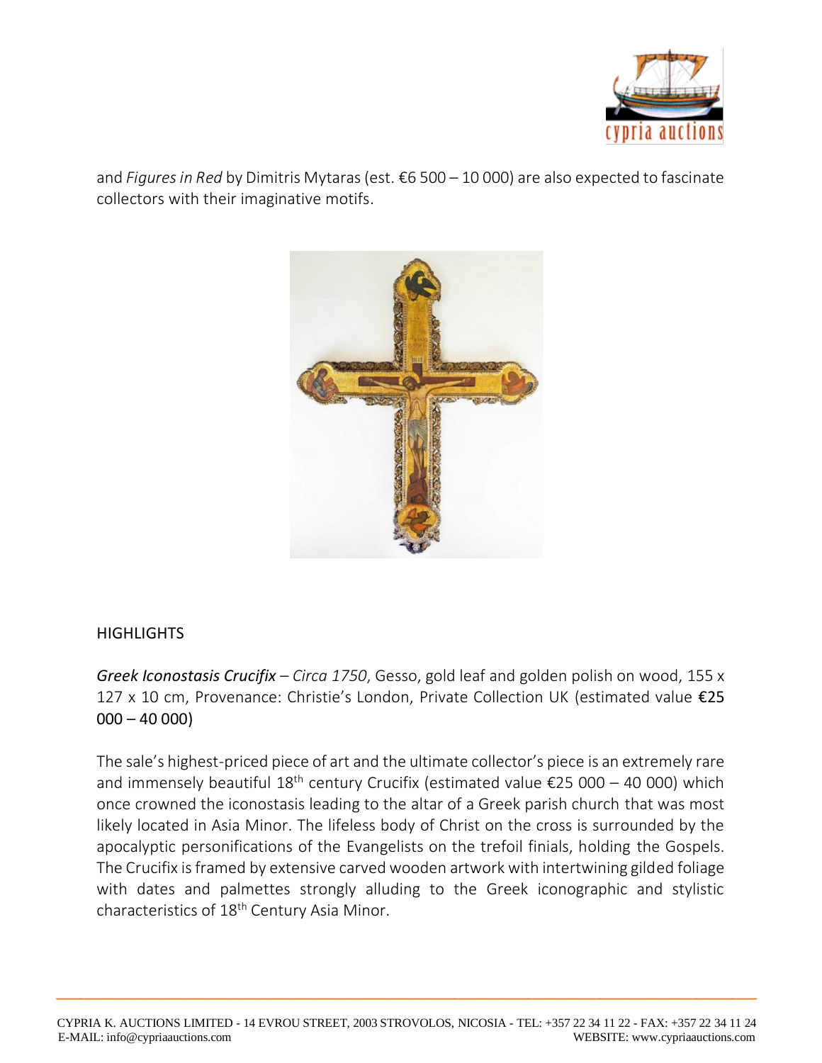and *Figures in Red* by Dimitris Mytaras (est. €6 500 – 10 000) are also expected to fascinate collectors with their imaginative motifs.

HIGHLIGHTS

***Greek Iconostasis Crucifix*** *– Circa 1750*, Gesso, gold leaf and golden polish on wood, 155 x 127 x 10 cm, Provenance: Christie's London, Private Collection UK (estimated value €25 000 – 40 000)

The sale's highest-priced piece of art and the ultimate collector's piece is an extremely rare and immensely beautiful 18th century Crucifix (estimated value €25 000 – 40 000) which once crowned the iconostasis leading to the altar of a Greek parish church that was most likely located in Asia Minor. The lifeless body of Christ on the cross is surrounded by the apocalyptic personifications of the Evangelists on the trefoil finials, holding the Gospels. The Crucifix is framed by extensive carved wooden artwork with intertwining gilded foliage with dates and palmettes strongly alluding to the Greek iconographic and stylistic characteristics of 18th Century Asia Minor.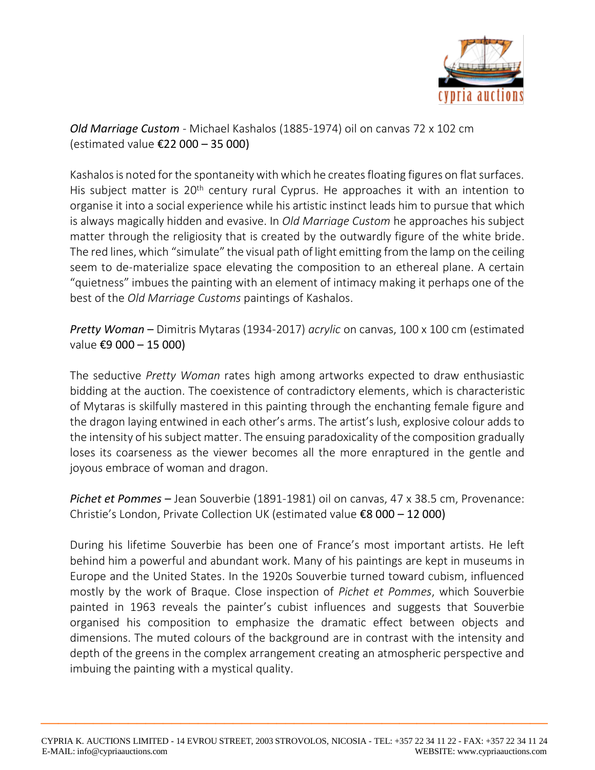*Old Marriage Custom* - Michael Kashalos (1885-1974) oil on canvas 72 x 102 cm (estimated value **€22 000 – 35 000)**

Kashalos is noted for the spontaneity with which he creates floating figures on flat surfaces. His subject matter is 20th century rural Cyprus. He approaches it with an intention to organise it into a social experience while his artistic instinct leads him to pursue that which is always magically hidden and evasive. In *Old Marriage Custom* he approaches his subject matter through the religiosity that is created by the outwardly figure of the white bride. The red lines, which "simulate" the visual path of light emitting from the lamp on the ceiling seem to de-materialize space elevating the composition to an ethereal plane. A certain "quietness" imbues the painting with an element of intimacy making it perhaps one of the best of the *Old Marriage Customs* paintings of Kashalos.

*Pretty Woman* – Dimitris Mytaras (1934-2017) *acrylic* on canvas, 100 x 100 cm (estimated value **€9 000 – 15 000)**

The seductive *Pretty Woman* rates high among artworks expected to draw enthusiastic bidding at the auction. The coexistence of contradictory elements, which is characteristic of Mytaras is skilfully mastered in this painting through the enchanting female figure and the dragon laying entwined in each other's arms. The artist's lush, explosive colour adds to the intensity of his subject matter. The ensuing paradoxicality of the composition gradually loses its coarseness as the viewer becomes all the more enraptured in the gentle and joyous embrace of woman and dragon.

*Pichet et Pommes* – Jean Souverbie (1891-1981) oil on canvas, 47 x 38.5 cm, Provenance: Christie's London, Private Collection UK (estimated value **€8 000 – 12 000)**

During his lifetime Souverbie has been one of France's most important artists. He left behind him a powerful and abundant work. Many of his paintings are kept in museums in Europe and the United States. In the 1920s Souverbie turned toward cubism, influenced mostly by the work of Braque. Close inspection of *Pichet et Pommes*, which Souverbie painted in 1963 reveals the painter's cubist influences and suggests that Souverbie organised his composition to emphasize the dramatic effect between objects and dimensions. The muted colours of the background are in contrast with the intensity and depth of the greens in the complex arrangement creating an atmospheric perspective and imbuing the painting with a mystical quality.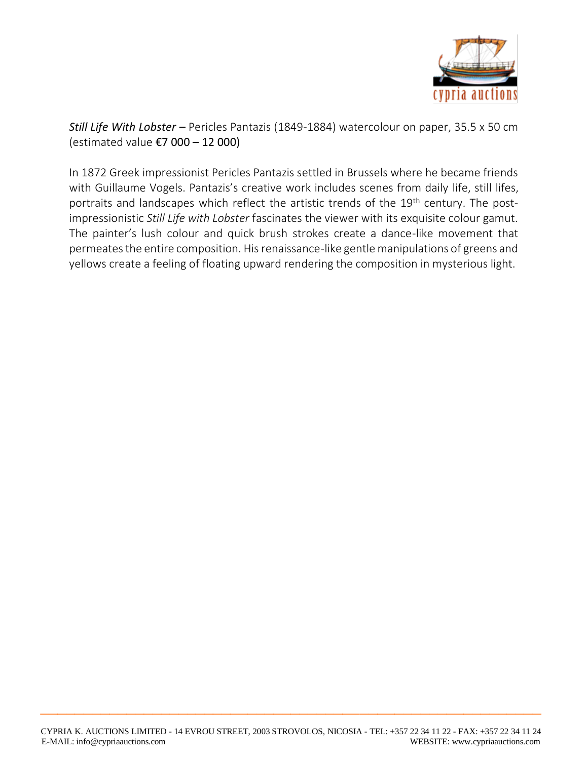*Still Life With Lobster* – Pericles Pantazis (1849-1884) watercolour on paper, 35.5 x 50 cm (estimated value €7 000 – 12 000)

In 1872 Greek impressionist Pericles Pantazis settled in Brussels where he became friends with Guillaume Vogels. Pantazis's creative work includes scenes from daily life, still lifes, portraits and landscapes which reflect the artistic trends of the 19th century. The post-impressionistic *Still Life with Lobster* fascinates the viewer with its exquisite colour gamut. The painter's lush colour and quick brush strokes create a dance-like movement that permeates the entire composition. His renaissance-like gentle manipulations of greens and yellows create a feeling of floating upward rendering the composition in mysterious light.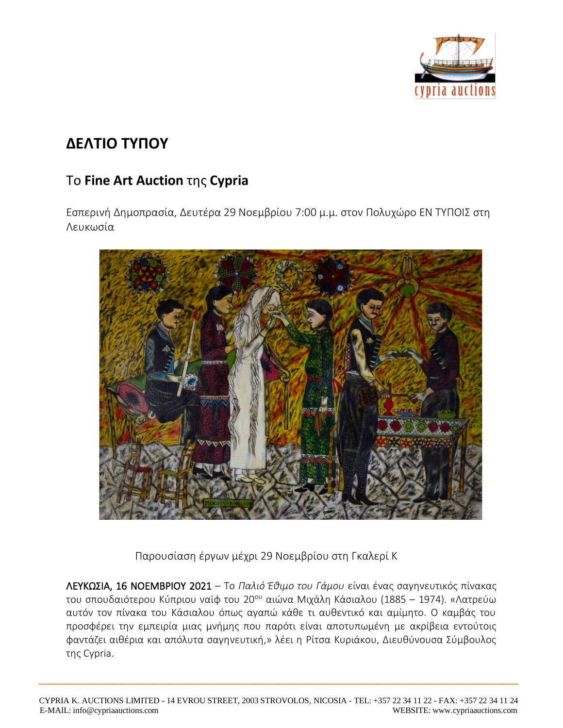# ΔΕΛΤΙΟ ΤΥΠΟΥ

## Το **Fine Art Auction** της **Cypria**

Εσπερινή Δημοπρασία, Δευτέρα 29 Νοεμβρίου 7:00 μ.μ. στον Πολυχώρο ΕΝ ΤΥΠΟΙΣ στη Λευκωσία

Παρουσίαση έργων μέχρι 29 Νοεμβρίου στη Γκαλερί Κ

**ΛΕΥΚΩΣΙΑ, 16 ΝΟΕΜΒΡΙΟΥ 2021** – Το *Παλιό Έθιμο του Γάμου* είναι ένας σαγηνευτικός πίνακας του σπουδαιότερου Κύπριου ναϊφ του 20ου αιώνα Μιχάλη Κάσιαλου (1885 – 1974). «Λατρεύω αυτόν τον πίνακα του Κάσιαλου όπως αγαπώ κάθε τι αυθεντικό και αμίμητο. Ο καμβάς του προσφέρει την εμπειρία μιας μνήμης που παρότι είναι αποτυπωμένη με ακρίβεια εντούτοις φαντάζει αιθέρια και απόλυτα σαγηνευτική,» λέει η Ρίτσα Κυριάκου, Διευθύνουσα Σύμβουλος της Cypria.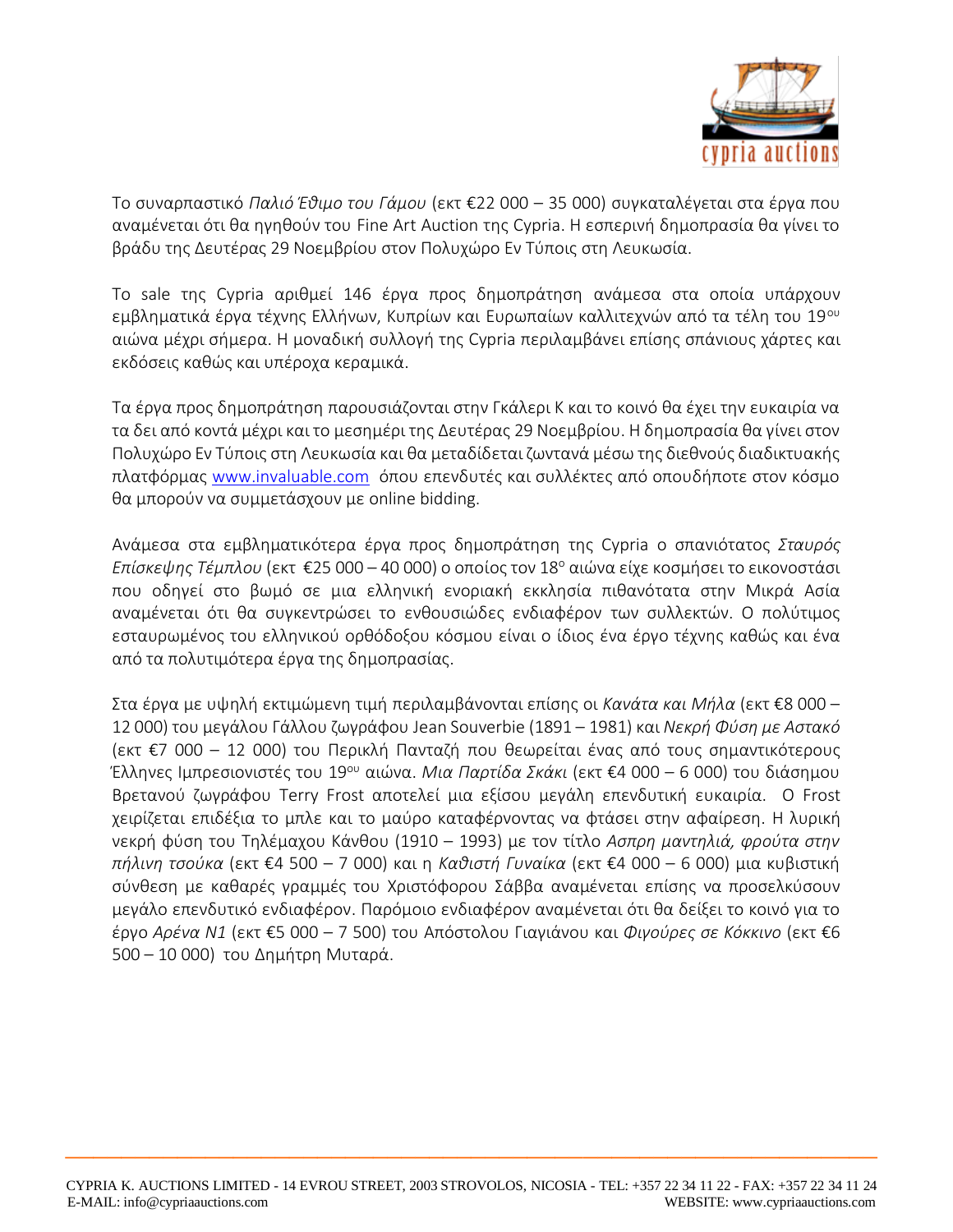Το συναρπαστικό *Παλιό Έθιμο του Γάμου* (εκτ €22 000 – 35 000) συγκαταλέγεται στα έργα που αναμένεται ότι θα ηγηθούν του Fine Art Auction της Cypria. Η εσπερινή δημοπρασία θα γίνει το βράδυ της Δευτέρας 29 Νοεμβρίου στον Πολυχώρο Εν Τύποις στη Λευκωσία.

Το sale της Cypria αριθμεί 146 έργα προς δημοπράτηση ανάμεσα στα οποία υπάρχουν εμβληματικά έργα τέχνης Ελλήνων, Κυπρίων και Ευρωπαίων καλλιτεχνών από τα τέλη του 19ου αιώνα μέχρι σήμερα. Η μοναδική συλλογή της Cypria περιλαμβάνει επίσης σπάνιους χάρτες και εκδόσεις καθώς και υπέροχα κεραμικά.

Τα έργα προς δημοπράτηση παρουσιάζονται στην Γκάλερι Κ και το κοινό θα έχει την ευκαιρία να τα δει από κοντά μέχρι και το μεσημέρι της Δευτέρας 29 Νοεμβρίου. Η δημοπρασία θα γίνει στον Πολυχώρο Εν Τύποις στη Λευκωσία και θα μεταδίδεται ζωντανά μέσω της διεθνούς διαδικτυακής πλατφόρμας [www.invaluable.com](http://www.invaluable.com) όπου επενδυτές και συλλέκτες από οπουδήποτε στον κόσμο θα μπορούν να συμμετάσχουν με online bidding.

Ανάμεσα στα εμβληματικότερα έργα προς δημοπράτηση της Cypria ο σπανιότατος *Σταυρός Επίσκεψης Τέμπλου* (εκτ €25 000 – 40 000) ο οποίος τον 18ο αιώνα είχε κοσμήσει το εικονοστάσι που οδηγεί στο βωμό σε μια ελληνική ενοριακή εκκλησία πιθανότατα στην Μικρά Ασία αναμένεται ότι θα συγκεντρώσει το ενθουσιώδες ενδιαφέρον των συλλεκτών. Ο πολύτιμος εσταυρωμένος του ελληνικού ορθόδοξου κόσμου είναι ο ίδιος ένα έργο τέχνης καθώς και ένα από τα πολυτιμότερα έργα της δημοπρασίας.

Στα έργα με υψηλή εκτιμώμενη τιμή περιλαμβάνονται επίσης οι *Κανάτα και Μήλα* (εκτ €8 000 – 12 000) του μεγάλου Γάλλου ζωγράφου Jean Souverbie (1891 – 1981) και *Νεκρή Φύση με Αστακό* (εκτ €7 000 – 12 000) του Περικλή Πανταζή που θεωρείται ένας από τους σημαντικότερους Έλληνες Ιμπρεσιονιστές του 19ου αιώνα. *Μια Παρτίδα Σκάκι* (εκτ €4 000 – 6 000) του διάσημου Βρετανού ζωγράφου Terry Frost αποτελεί μια εξίσου μεγάλη επενδυτική ευκαιρία. Ο Frost χειρίζεται επιδέξια το μπλε και το μαύρο καταφέρνοντας να φτάσει στην αφαίρεση. Η λυρική νεκρή φύση του Τηλέμαχου Κάνθου (1910 – 1993) με τον τίτλο *Ασπρη μαντηλιά, φρούτα στην πήλινη τσούκα* (εκτ €4 500 – 7 000) και η *Καθιστή Γυναίκα* (εκτ €4 000 – 6 000) μια κυβιστική σύνθεση με καθαρές γραμμές του Χριστόφορου Σάββα αναμένεται επίσης να προσελκύσουν μεγάλο επενδυτικό ενδιαφέρον. Παρόμοιο ενδιαφέρον αναμένεται ότι θα δείξει το κοινό για το έργο *Αρένα Ν1* (εκτ €5 000 – 7 500) του Απόστολου Γιαγιάνου και *Φιγούρες σε Κόκκινο* (εκτ €6 500 – 10 000) του Δημήτρη Μυταρά.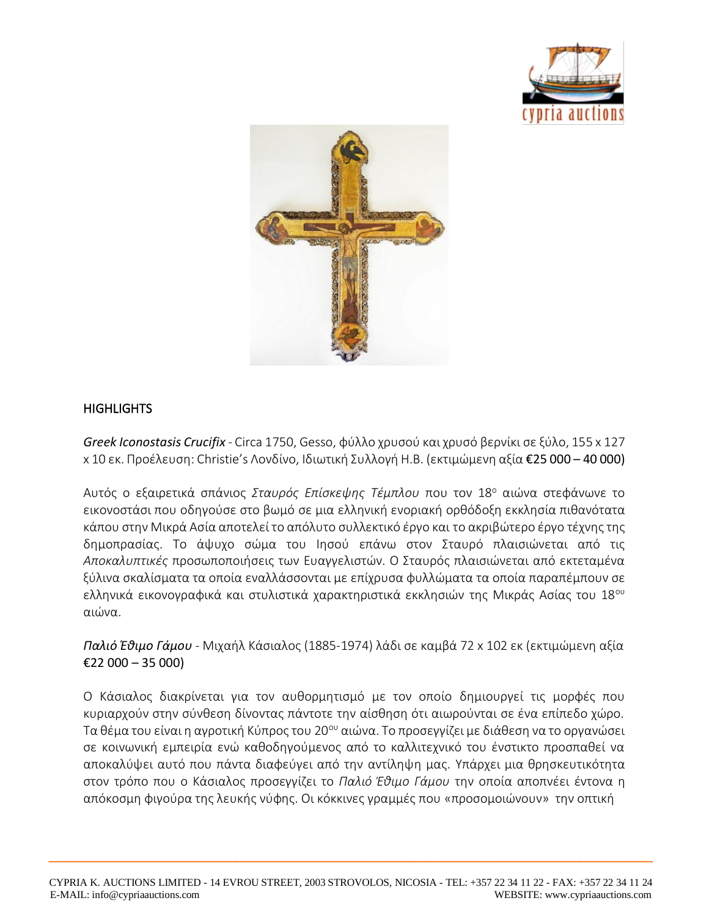## HIGHLIGHTS

***Greek Iconostasis Crucifix*** - Circa 1750, Gesso, φύλλο χρυσού και χρυσό βερνίκι σε ξύλο, 155 x 127 x 10 εκ. Προέλευση: Christie's Λονδίνο, Ιδιωτική Συλλογή H.B. (εκτιμώμενη αξία **€25 000 – 40 000)**

Αυτός ο εξαιρετικά σπάνιος *Σταυρός Επίσκεψης Τέμπλου* που τον 18ο αιώνα στεφάνωνε το εικονοστάσι που οδηγούσε στο βωμό σε μια ελληνική ενοριακή ορθόδοξη εκκλησία πιθανότατα κάπου στην Μικρά Ασία αποτελεί το απόλυτο συλλεκτικό έργο και το ακριβώτερο έργο τέχνης της δημοπρασίας. Το άψυχο σώμα του Ιησού επάνω στον Σταυρό πλαισιώνεται από τις *Αποκαλυπτικές* προσωποποιήσεις των Ευαγγελιστών. Ο Σταυρός πλαισιώνεται από εκτεταμένα ξύλινα σκαλίσματα τα οποία εναλλάσσονται με επίχρυσα φυλλώματα τα οποία παραπέμπουν σε ελληνικά εικονογραφικά και στυλιστικά χαρακτηριστικά εκκλησιών της Μικράς Ασίας του 18ου αιώνα.

***Παλιό Έθιμο Γάμου*** - Μιχαήλ Κάσιαλος (1885-1974) λάδι σε καμβά 72 x 102 εκ (εκτιμώμενη αξία **€22 000 – 35 000)**

Ο Κάσιαλος διακρίνεται για τον αυθορμητισμό με τον οποίο δημιουργεί τις μορφές που κυριαρχούν στην σύνθεση δίνοντας πάντοτε την αίσθηση ότι αιωρούνται σε ένα επίπεδο χώρο. Τα θέμα του είναι η αγροτική Κύπρος του 20ου αιώνα. Το προσεγγίζει με διάθεση να το οργανώσει σε κοινωνική εμπειρία ενώ καθοδηγούμενος από το καλλιτεχνικό του ένστικτο προσπαθεί να αποκαλύψει αυτό που πάντα διαφεύγει από την αντίληψη μας. Υπάρχει μια θρησκευτικότητα στον τρόπο που ο Κάσιαλος προσεγγίζει το *Παλιό Έθιμο Γάμου* την οποία αποπνέει έντονα η απόκοσμη φιγούρα της λευκής νύφης. Οι κόκκινες γραμμές που «προσομοιώνουν» την οπτική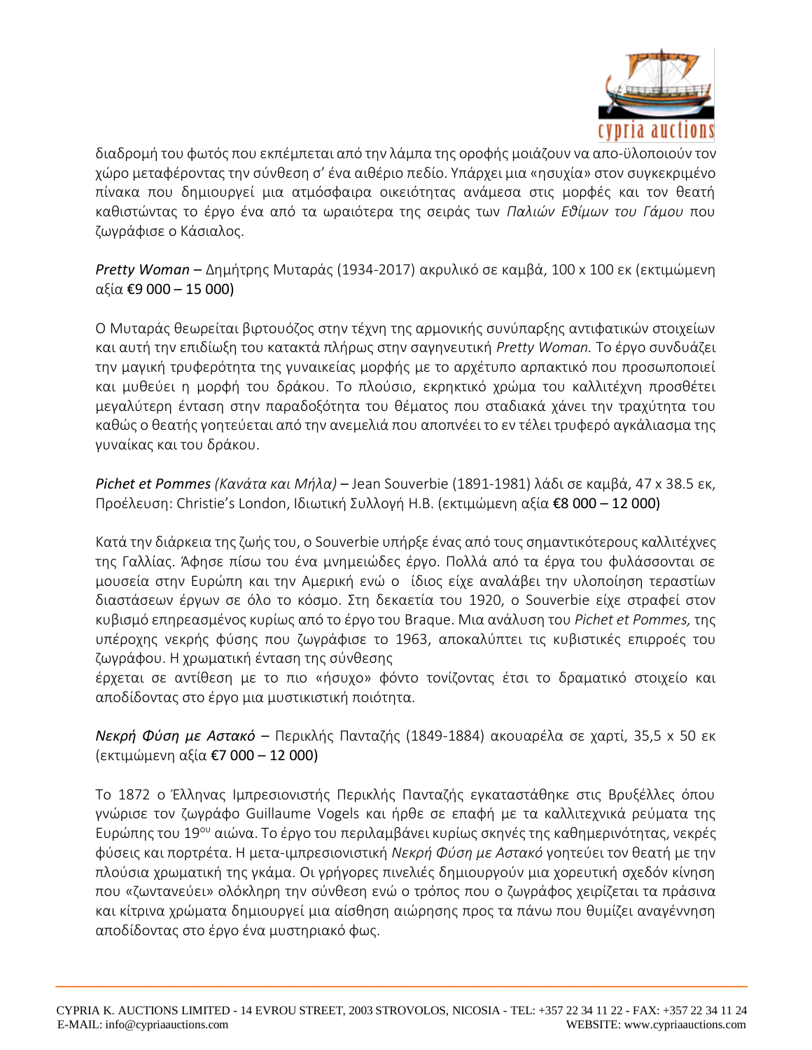διαδρομή του φωτός που εκπέμπεται από την λάμπα της οροφής μοιάζουν να απο-ϋλοποιούν τον χώρο μεταφέροντας την σύνθεση σ' ένα αιθέριο πεδίο. Υπάρχει μια «ησυχία» στον συγκεκριμένο πίνακα που δημιουργεί μια ατμόσφαιρα οικειότητας ανάμεσα στις μορφές και τον θεατή καθιστώντας το έργο ένα από τα ωραιότερα της σειράς των *Παλιών Εθίμων του Γάμου* που ζωγράφισε ο Κάσιαλος.

***Pretty Woman*** – Δημήτρης Μυταράς (1934-2017) ακρυλικό σε καμβά, 100 x 100 εκ (εκτιμώμενη αξία **€9 000 – 15 000)**

Ο Μυταράς θεωρείται βιρτουόζος στην τέχνη της αρμονικής συνύπαρξης αντιφατικών στοιχείων και αυτή την επιδίωξη του κατακτά πλήρως στην σαγηνευτική *Pretty Woman.* Το έργο συνδυάζει την μαγική τρυφερότητα της γυναικείας μορφής με το αρχέτυπο αρπακτικό που προσωποποιεί και μυθεύει η μορφή του δράκου. Το πλούσιο, εκρηκτικό χρώμα του καλλιτέχνη προσθέτει μεγαλύτερη ένταση στην παραδοξότητα του θέματος που σταδιακά χάνει την τραχύτητα του καθώς ο θεατής γοητεύεται από την ανεμελιά που αποπνέει το εν τέλει τρυφερό αγκάλιασμα της γυναίκας και του δράκου.

***Pichet et Pommes*** *(Κανάτα και Μήλα)* – Jean Souverbie (1891-1981) λάδι σε καμβά, 47 x 38.5 εκ, Προέλευση: Christie's London, Ιδιωτική Συλλογή Η.Β. (εκτιμώμενη αξία **€8 000 – 12 000)**

Κατά την διάρκεια της ζωής του, ο Souverbie υπήρξε ένας από τους σημαντικότερους καλλιτέχνες της Γαλλίας. Άφησε πίσω του ένα μνημειώδες έργο. Πολλά από τα έργα του φυλάσσονται σε μουσεία στην Ευρώπη και την Αμερική ενώ ο ίδιος είχε αναλάβει την υλοποίηση τεραστίων διαστάσεων έργων σε όλο το κόσμο. Στη δεκαετία του 1920, ο Souverbie είχε στραφεί στον κυβισμό επηρεασμένος κυρίως από το έργο του Braque. Μια ανάλυση του *Pichet et Pommes,* της υπέροχης νεκρής φύσης που ζωγράφισε το 1963, αποκαλύπτει τις κυβιστικές επιρροές του ζωγράφου. Η χρωματική ένταση της σύνθεσης έρχεται σε αντίθεση με το πιο «ήσυχο» φόντο τονίζοντας έτσι το δραματικό στοιχείο και αποδίδοντας στο έργο μια μυστικιστική ποιότητα.

***Νεκρή Φύση με Αστακό*** – Περικλής Πανταζής (1849-1884) ακουαρέλα σε χαρτί, 35,5 x 50 εκ (εκτιμώμενη αξία **€7 000 – 12 000)**

Το 1872 ο Έλληνας Ιμπρεσιονιστής Περικλής Πανταζής εγκαταστάθηκε στις Βρυξέλλες όπου γνώρισε τον ζωγράφο Guillaume Vogels και ήρθε σε επαφή με τα καλλιτεχνικά ρεύματα της Ευρώπης του 19ου αιώνα. Το έργο του περιλαμβάνει κυρίως σκηνές της καθημερινότητας, νεκρές φύσεις και πορτρέτα. Η μετα-ιμπρεσιονιστική *Νεκρή Φύση με Αστακό* γοητεύει τον θεατή με την πλούσια χρωματική της γκάμα. Οι γρήγορες πινελιές δημιουργούν μια χορευτική σχεδόν κίνηση που «ζωντανεύει» ολόκληρη την σύνθεση ενώ ο τρόπος που ο ζωγράφος χειρίζεται τα πράσινα και κίτρινα χρώματα δημιουργεί μια αίσθηση αιώρησης προς τα πάνω που θυμίζει αναγέννηση αποδίδοντας στο έργο ένα μυστηριακό φως.